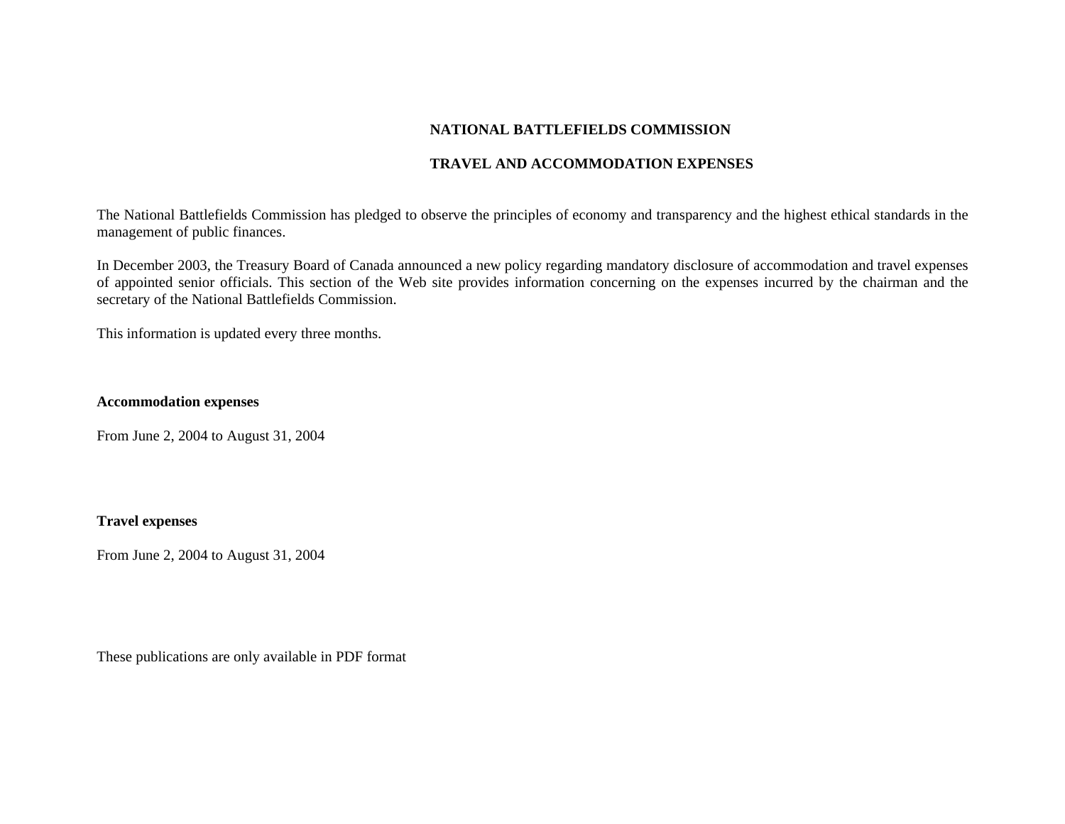# NATIONAL BATTLEFIELDS COMMISSION

## TRAVEL AND ACCOMMODATION EXPENSES

The National Battlefields Commission has pledged to observe the principles of economy and transparency and the highest ethical standards in the management of public finances.

In December 2003, the Treasury Board of Canada announced a new policy regarding mandatory disclosure of accommodation and travel expenses of appointed senior officials. This section of the Web site provides information concerning on the expenses incurred by the chairman and the secretary of the National Battlefields Commission.

This information is updated every three months.

**Accommodation expenses**

From June 2, 2004 to August 31, 2004

**Travel expenses**

From June 2, 2004 to August 31, 2004

These publications are only available in PDF format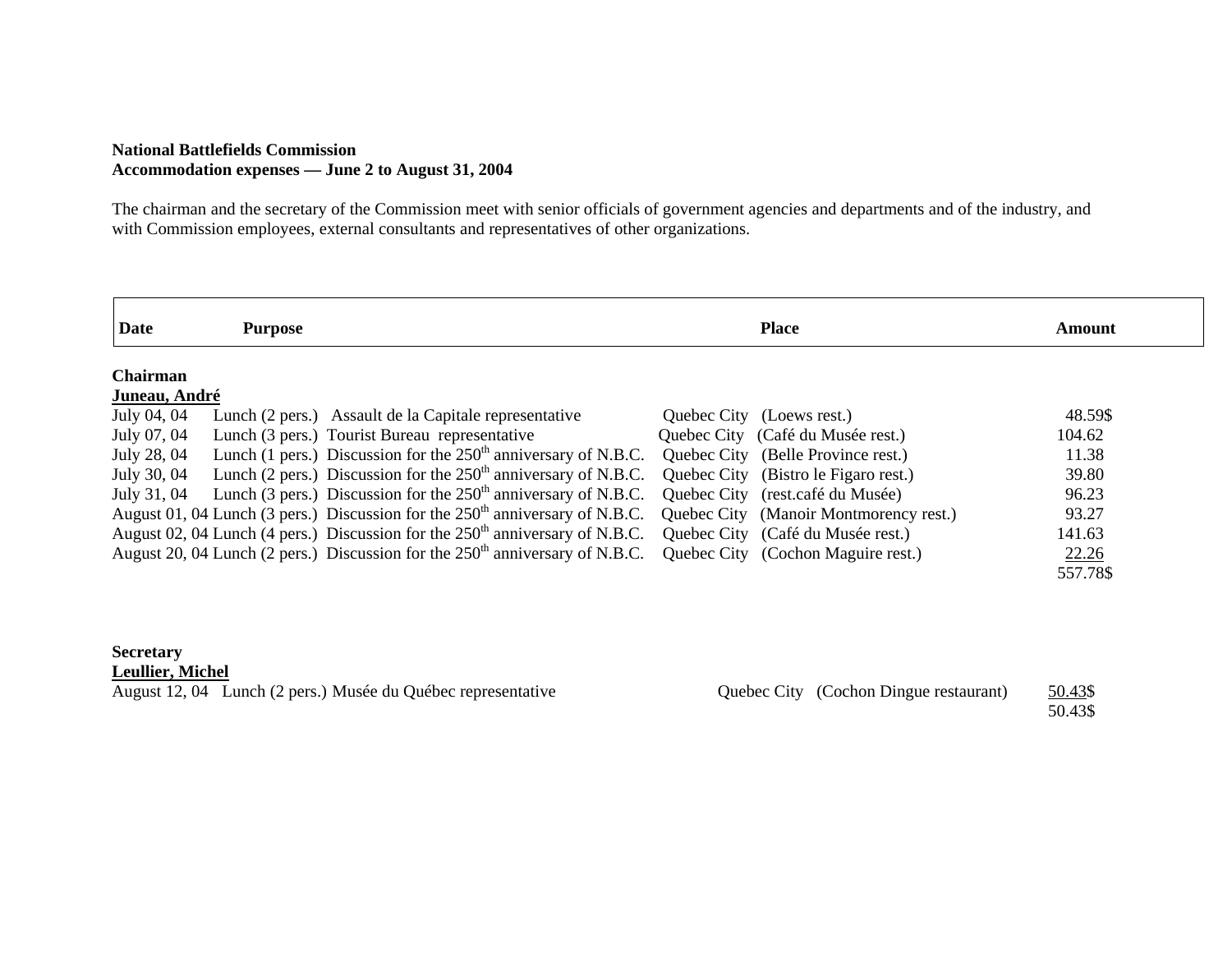**National Battlefields Commission**
**Accommodation expenses — June 2 to August 31, 2004**

The chairman and the secretary of the Commission meet with senior officials of government agencies and departments and of the industry, and with Commission employees, external consultants and representatives of other organizations.

| Date | Purpose | Place | Amount |
|---|---|---|---|
| **Chairman** | | | |
| **Juneau, André** | | | |
| July 04, 04 | Lunch (2 pers.) Assault de la Capitale representative | Quebec City (Loews rest.) | 48.59$ |
| July 07, 04 | Lunch (3 pers.) Tourist Bureau representative | Quebec City (Café du Musée rest.) | 104.62 |
| July 28, 04 | Lunch (1 pers.) Discussion for the 250th anniversary of N.B.C. | Quebec City (Belle Province rest.) | 11.38 |
| July 30, 04 | Lunch (2 pers.) Discussion for the 250th anniversary of N.B.C. | Quebec City (Bistro le Figaro rest.) | 39.80 |
| July 31, 04 | Lunch (3 pers.) Discussion for the 250th anniversary of N.B.C. | Quebec City (rest.café du Musée) | 96.23 |
| August 01, 04 | Lunch (3 pers.) Discussion for the 250th anniversary of N.B.C. | Quebec City (Manoir Montmorency rest.) | 93.27 |
| August 02, 04 | Lunch (4 pers.) Discussion for the 250th anniversary of N.B.C. | Quebec City (Café du Musée rest.) | 141.63 |
| August 20, 04 | Lunch (2 pers.) Discussion for the 250th anniversary of N.B.C. | Quebec City (Cochon Maguire rest.) | 22.26 |
| | | | 557.78$ |
| **Secretary** | | | |
| **Leullier, Michel** | | | |
| August 12, 04 | Lunch (2 pers.) Musée du Québec representative | Quebec City (Cochon Dingue restaurant) | 50.43$ |
| | | | 50.43$ |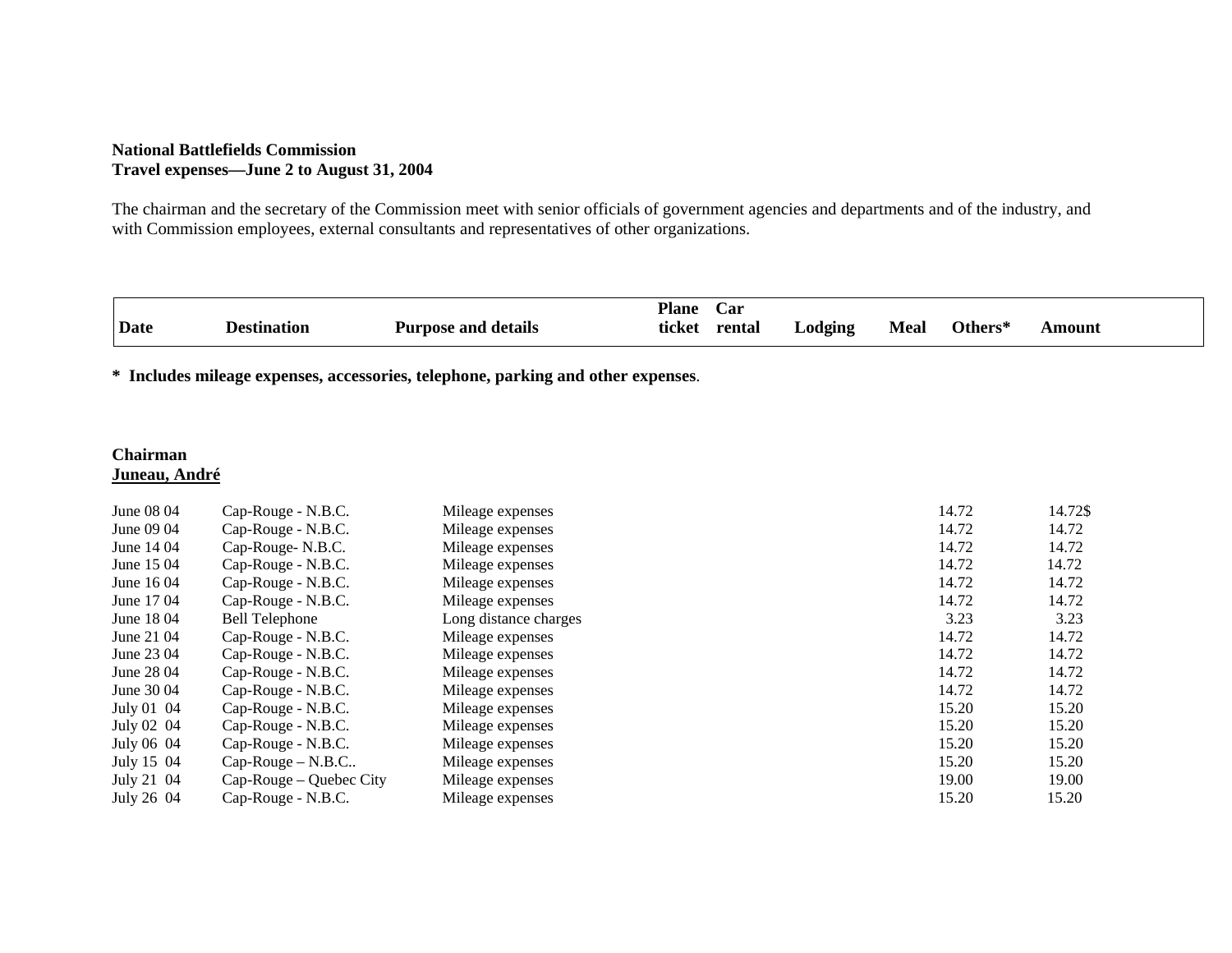**National Battlefields Commission**
**Travel expenses—June 2 to August 31, 2004**

The chairman and the secretary of the Commission meet with senior officials of government agencies and departments and of the industry, and with Commission employees, external consultants and representatives of other organizations.

**\* Includes mileage expenses, accessories, telephone, parking and other expenses**.

**Chairman**
**Juneau, André**

| Date | Destination | Purpose and details | Plane ticket | Car rental | Lodging | Meal | Others* | Amount |
|---|---|---|---|---|---|---|---|---|
| June 08 04 | Cap-Rouge - N.B.C. | Mileage expenses | | | | | 14.72 | 14.72$ |
| June 09 04 | Cap-Rouge - N.B.C. | Mileage expenses | | | | | 14.72 | 14.72 |
| June 14 04 | Cap-Rouge- N.B.C. | Mileage expenses | | | | | 14.72 | 14.72 |
| June 15 04 | Cap-Rouge - N.B.C. | Mileage expenses | | | | | 14.72 | 14.72 |
| June 16 04 | Cap-Rouge - N.B.C. | Mileage expenses | | | | | 14.72 | 14.72 |
| June 17 04 | Cap-Rouge - N.B.C. | Mileage expenses | | | | | 14.72 | 14.72 |
| June 18 04 | Bell Telephone | Long distance charges | | | | | 3.23 | 3.23 |
| June 21 04 | Cap-Rouge - N.B.C. | Mileage expenses | | | | | 14.72 | 14.72 |
| June 23 04 | Cap-Rouge - N.B.C. | Mileage expenses | | | | | 14.72 | 14.72 |
| June 28 04 | Cap-Rouge - N.B.C. | Mileage expenses | | | | | 14.72 | 14.72 |
| June 30 04 | Cap-Rouge - N.B.C. | Mileage expenses | | | | | 14.72 | 14.72 |
| July 01 04 | Cap-Rouge - N.B.C. | Mileage expenses | | | | | 15.20 | 15.20 |
| July 02 04 | Cap-Rouge - N.B.C. | Mileage expenses | | | | | 15.20 | 15.20 |
| July 06 04 | Cap-Rouge - N.B.C. | Mileage expenses | | | | | 15.20 | 15.20 |
| July 15 04 | Cap-Rouge – N.B.C.. | Mileage expenses | | | | | 15.20 | 15.20 |
| July 21 04 | Cap-Rouge – Quebec City | Mileage expenses | | | | | 19.00 | 19.00 |
| July 26 04 | Cap-Rouge - N.B.C. | Mileage expenses | | | | | 15.20 | 15.20 |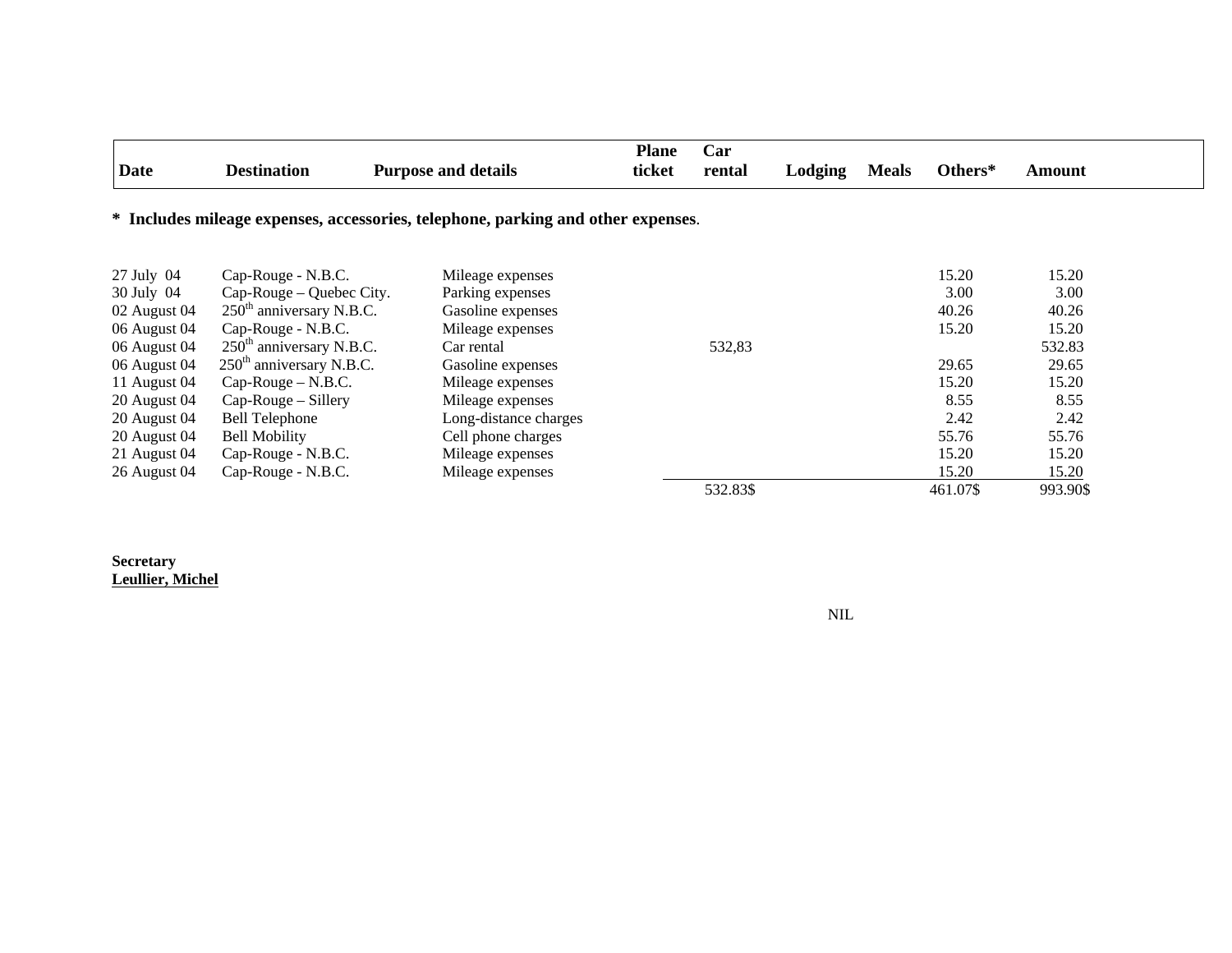| Date | Destination | Purpose and details | Plane ticket | Car rental | Lodging | Meals | Others* | Amount |
|---|---|---|---|---|---|---|---|---|

**\* Includes mileage expenses, accessories, telephone, parking and other expenses**.

| Date | Destination | Purpose and details | Plane ticket | Car rental | Lodging | Meals | Others* | Amount |
|---|---|---|---|---|---|---|---|---|
| 27 July 04 | Cap-Rouge - N.B.C. | Mileage expenses | | | | | 15.20 | 15.20 |
| 30 July 04 | Cap-Rouge – Quebec City. | Parking expenses | | | | | 3.00 | 3.00 |
| 02 August 04 | 250th anniversary N.B.C. | Gasoline expenses | | | | | 40.26 | 40.26 |
| 06 August 04 | Cap-Rouge - N.B.C. | Mileage expenses | | | | | 15.20 | 15.20 |
| 06 August 04 | 250th anniversary N.B.C. | Car rental | | 532,83 | | | | 532.83 |
| 06 August 04 | 250th anniversary N.B.C. | Gasoline expenses | | | | | 29.65 | 29.65 |
| 11 August 04 | Cap-Rouge – N.B.C. | Mileage expenses | | | | | 15.20 | 15.20 |
| 20 August 04 | Cap-Rouge – Sillery | Mileage expenses | | | | | 8.55 | 8.55 |
| 20 August 04 | Bell Telephone | Long-distance charges | | | | | 2.42 | 2.42 |
| 20 August 04 | Bell Mobility | Cell phone charges | | | | | 55.76 | 55.76 |
| 21 August 04 | Cap-Rouge - N.B.C. | Mileage expenses | | | | | 15.20 | 15.20 |
| 26 August 04 | Cap-Rouge - N.B.C. | Mileage expenses | | | | | 15.20 | 15.20 |
| | | | | 532.83$ | | | 461.07$ | 993.90$ |

**Secretary**
**Leullier, Michel**

NIL